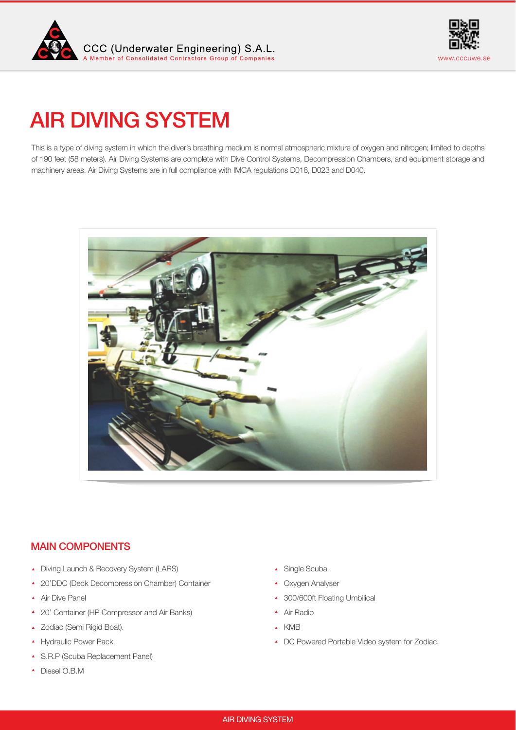CCC (Underwater Engineering) S.A.L.
A Member of Consolidated Contractors Group of Companies

www.cccuwe.ae

# AIR DIVING SYSTEM

This is a type of diving system in which the diver's breathing medium is normal atmospheric mixture of oxygen and nitrogen; limited to depths of 190 feet (58 meters). Air Diving Systems are complete with Dive Control Systems, Decompression Chambers, and equipment storage and machinery areas. Air Diving Systems are in full compliance with IMCA regulations D018, D023 and D040.

## MAIN COMPONENTS

- Diving Launch & Recovery System (LARS)
- 20'DDC (Deck Decompression Chamber) Container
- Air Dive Panel
- 20' Container (HP Compressor and Air Banks)
- Zodiac (Semi Rigid Boat).
- Hydraulic Power Pack
- S.R.P (Scuba Replacement Panel)
- Diesel O.B.M
- Single Scuba
- Oxygen Analyser
- 300/600ft Floating Umbilical
- Air Radio
- KMB
- DC Powered Portable Video system for Zodiac.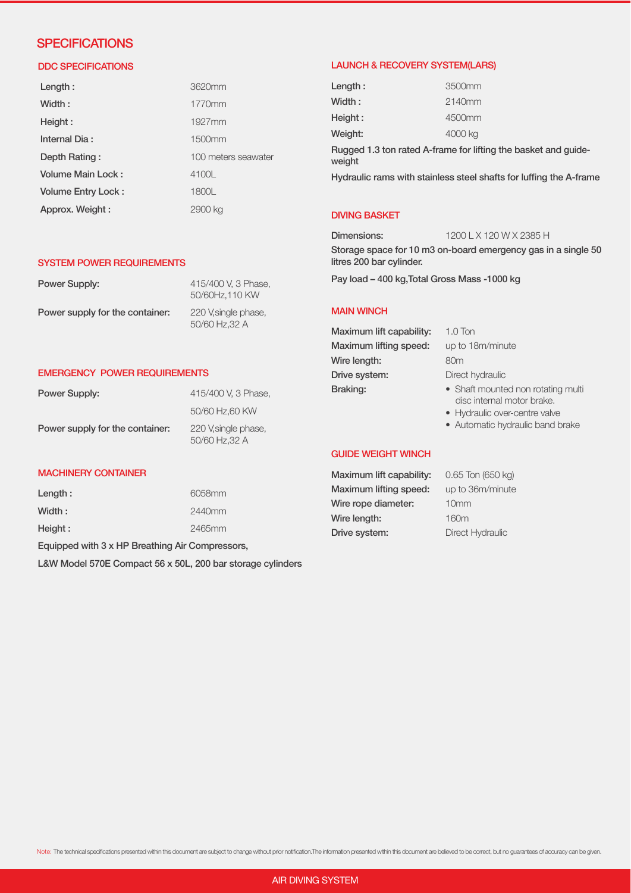# SPECIFICATIONS

## DDC SPECIFICATIONS

| | |
|---|---|
| Length : | 3620mm |
| Width : | 1770mm |
| Height : | 1927mm |
| Internal Dia : | 1500mm |
| Depth Rating : | 100 meters seawater |
| Volume Main Lock : | 4100L |
| Volume Entry Lock : | 1800L |
| Approx. Weight : | 2900 kg |

## SYSTEM POWER REQUIREMENTS

| | |
|---|---|
| Power Supply: | 415/400 V, 3 Phase, 50/60Hz,110 KW |
| Power supply for the container: | 220 V,single phase, 50/60 Hz,32 A |

## EMERGENCY POWER REQUIREMENTS

| | |
|---|---|
| Power Supply: | 415/400 V, 3 Phase, 50/60 Hz,60 KW |
| Power supply for the container: | 220 V,single phase, 50/60 Hz,32 A |

## MACHINERY CONTAINER

| | |
|---|---|
| Length : | 6058mm |
| Width : | 2440mm |
| Height : | 2465mm |

Equipped with 3 x HP Breathing Air Compressors,

L&W Model 570E Compact 56 x 50L, 200 bar storage cylinders

## LAUNCH & RECOVERY SYSTEM(LARS)

| | |
|---|---|
| Length : | 3500mm |
| Width : | 2140mm |
| Height : | 4500mm |
| Weight: | 4000 kg |

Rugged 1.3 ton rated A-frame for lifting the basket and guide-weight

Hydraulic rams with stainless steel shafts for luffing the A-frame

## DIVING BASKET

Dimensions: 1200 L X 120 W X 2385 H

Storage space for 10 m3 on-board emergency gas in a single 50 litres 200 bar cylinder.

Pay load – 400 kg,Total Gross Mass -1000 kg

## MAIN WINCH

| | |
|---|---|
| Maximum lift capability: | 1.0 Ton |
| Maximum lifting speed: | up to 18m/minute |
| Wire length: | 80m |
| Drive system: | Direct hydraulic |
| Braking: | • Shaft mounted non rotating multi disc internal motor brake.<br>• Hydraulic over-centre valve<br>• Automatic hydraulic band brake |

## GUIDE WEIGHT WINCH

| | |
|---|---|
| Maximum lift capability: | 0.65 Ton (650 kg) |
| Maximum lifting speed: | up to 36m/minute |
| Wire rope diameter: | 10mm |
| Wire length: | 160m |
| Drive system: | Direct Hydraulic |

Note: The technical specifications presented within this document are subject to change without prior notification.The information presented within this document are believed to be correct, but no guarantees of accuracy can be given.